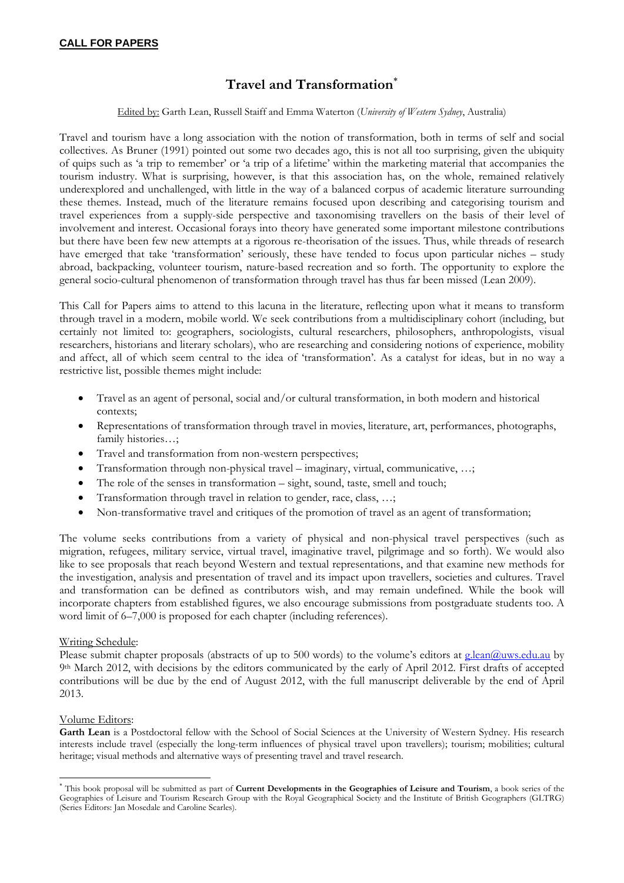**CALL FOR PAPERS**

# Travel and Transformation[*]

Edited by: Garth Lean, Russell Staiff and Emma Waterton (*University of Western Sydney*, Australia)

Travel and tourism have a long association with the notion of transformation, both in terms of self and social collectives. As Bruner (1991) pointed out some two decades ago, this is not all too surprising, given the ubiquity of quips such as 'a trip to remember' or 'a trip of a lifetime' within the marketing material that accompanies the tourism industry. What is surprising, however, is that this association has, on the whole, remained relatively underexplored and unchallenged, with little in the way of a balanced corpus of academic literature surrounding these themes. Instead, much of the literature remains focused upon describing and categorising tourism and travel experiences from a supply-side perspective and taxonomising travellers on the basis of their level of involvement and interest. Occasional forays into theory have generated some important milestone contributions but there have been few new attempts at a rigorous re-theorisation of the issues. Thus, while threads of research have emerged that take 'transformation' seriously, these have tended to focus upon particular niches – study abroad, backpacking, volunteer tourism, nature-based recreation and so forth. The opportunity to explore the general socio-cultural phenomenon of transformation through travel has thus far been missed (Lean 2009).

This Call for Papers aims to attend to this lacuna in the literature, reflecting upon what it means to transform through travel in a modern, mobile world. We seek contributions from a multidisciplinary cohort (including, but certainly not limited to: geographers, sociologists, cultural researchers, philosophers, anthropologists, visual researchers, historians and literary scholars), who are researching and considering notions of experience, mobility and affect, all of which seem central to the idea of 'transformation'. As a catalyst for ideas, but in no way a restrictive list, possible themes might include:

- Travel as an agent of personal, social and/or cultural transformation, in both modern and historical contexts;
- Representations of transformation through travel in movies, literature, art, performances, photographs, family histories…;
- Travel and transformation from non-western perspectives;
- Transformation through non-physical travel – imaginary, virtual, communicative, …;
- The role of the senses in transformation – sight, sound, taste, smell and touch;
- Transformation through travel in relation to gender, race, class, …;
- Non-transformative travel and critiques of the promotion of travel as an agent of transformation;

The volume seeks contributions from a variety of physical and non-physical travel perspectives (such as migration, refugees, military service, virtual travel, imaginative travel, pilgrimage and so forth). We would also like to see proposals that reach beyond Western and textual representations, and that examine new methods for the investigation, analysis and presentation of travel and its impact upon travellers, societies and cultures. Travel and transformation can be defined as contributors wish, and may remain undefined. While the book will incorporate chapters from established figures, we also encourage submissions from postgraduate students too. A word limit of 6–7,000 is proposed for each chapter (including references).

Writing Schedule:

Please submit chapter proposals (abstracts of up to 500 words) to the volume's editors at g.lean@uws.edu.au by 9th March 2012, with decisions by the editors communicated by the early of April 2012. First drafts of accepted contributions will be due by the end of August 2012, with the full manuscript deliverable by the end of April 2013.

Volume Editors:

**Garth Lean** is a Postdoctoral fellow with the School of Social Sciences at the University of Western Sydney. His research interests include travel (especially the long-term influences of physical travel upon travellers); tourism; mobilities; cultural heritage; visual methods and alternative ways of presenting travel and travel research.

---

[*] This book proposal will be submitted as part of **Current Developments in the Geographies of Leisure and Tourism**, a book series of the Geographies of Leisure and Tourism Research Group with the Royal Geographical Society and the Institute of British Geographers (GLTRG) (Series Editors: Jan Mosedale and Caroline Scarles).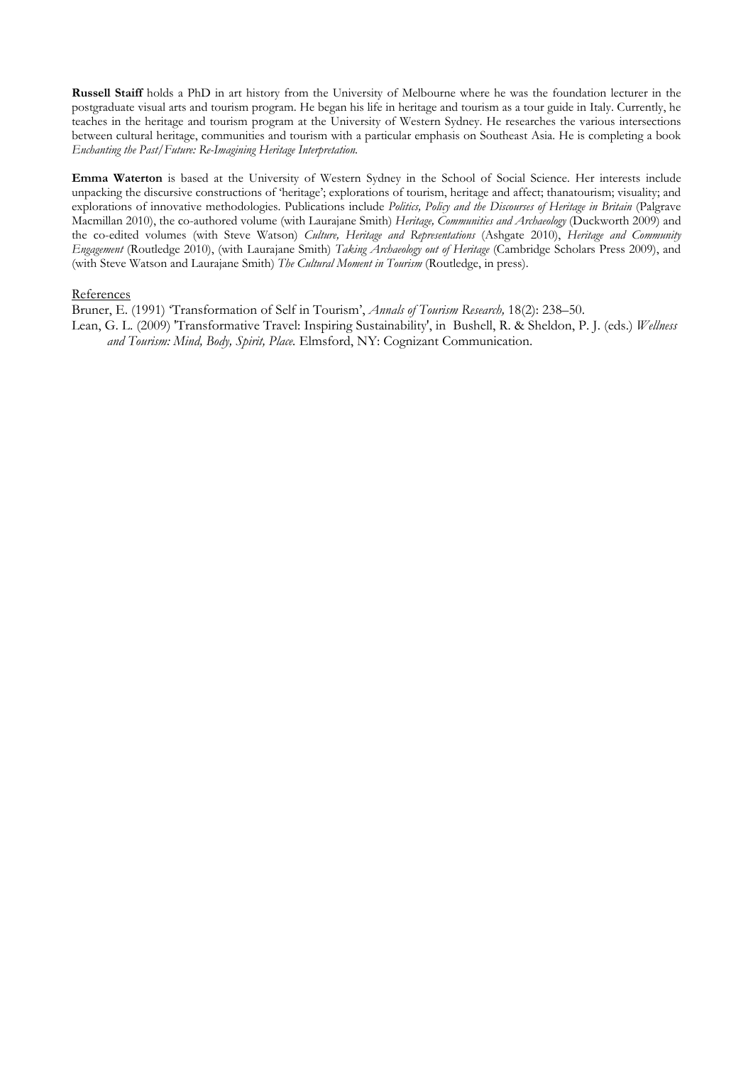**Russell Staiff** holds a PhD in art history from the University of Melbourne where he was the foundation lecturer in the postgraduate visual arts and tourism program. He began his life in heritage and tourism as a tour guide in Italy. Currently, he teaches in the heritage and tourism program at the University of Western Sydney. He researches the various intersections between cultural heritage, communities and tourism with a particular emphasis on Southeast Asia. He is completing a book *Enchanting the Past/Future: Re-Imagining Heritage Interpretation.*

**Emma Waterton** is based at the University of Western Sydney in the School of Social Science. Her interests include unpacking the discursive constructions of 'heritage'; explorations of tourism, heritage and affect; thanatourism; visuality; and explorations of innovative methodologies. Publications include *Politics, Policy and the Discourses of Heritage in Britain* (Palgrave Macmillan 2010), the co-authored volume (with Laurajane Smith) *Heritage, Communities and Archaeology* (Duckworth 2009) and the co-edited volumes (with Steve Watson) *Culture, Heritage and Representations* (Ashgate 2010), *Heritage and Community Engagement* (Routledge 2010), (with Laurajane Smith) *Taking Archaeology out of Heritage* (Cambridge Scholars Press 2009), and (with Steve Watson and Laurajane Smith) *The Cultural Moment in Tourism* (Routledge, in press).

References

Bruner, E. (1991) 'Transformation of Self in Tourism', *Annals of Tourism Research,* 18(2): 238–50.

Lean, G. L. (2009) 'Transformative Travel: Inspiring Sustainability', in Bushell, R. & Sheldon, P. J. (eds.) *Wellness and Tourism: Mind, Body, Spirit, Place.* Elmsford, NY: Cognizant Communication.